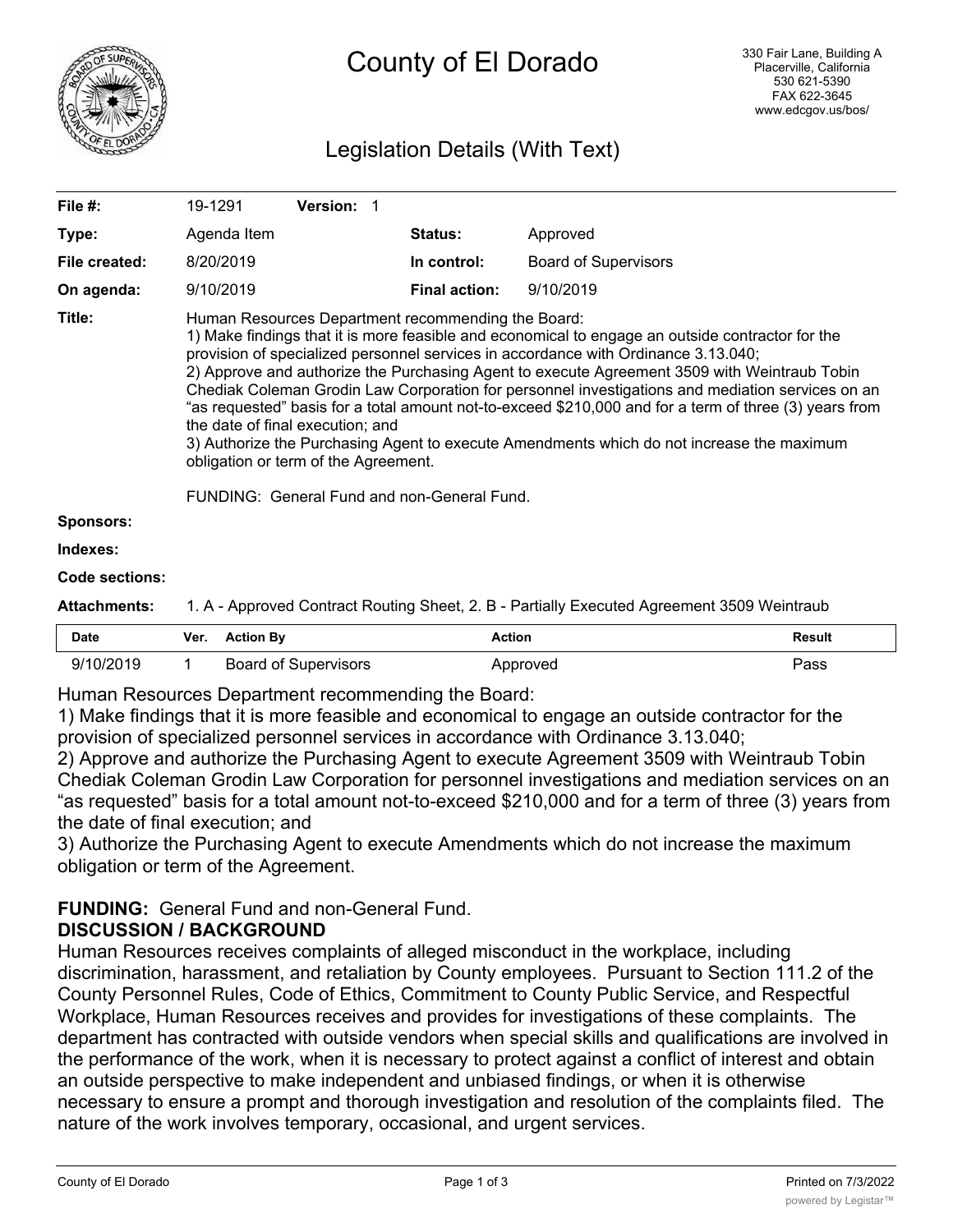# County of El Dorado

330 Fair Lane, Building A
Placerville, California
530 621-5390
FAX 622-3645
www.edcgov.us/bos/

## Legislation Details (With Text)

| | | | |
|---|---|---|---|
| **File #:** | 19-1291 **Version:** 1 | | |
| **Type:** | Agenda Item | **Status:** | Approved |
| **File created:** | 8/20/2019 | **In control:** | Board of Supervisors |
| **On agenda:** | 9/10/2019 | **Final action:** | 9/10/2019 |

**Title:** Human Resources Department recommending the Board:
1) Make findings that it is more feasible and economical to engage an outside contractor for the provision of specialized personnel services in accordance with Ordinance 3.13.040;
2) Approve and authorize the Purchasing Agent to execute Agreement 3509 with Weintraub Tobin Chediak Coleman Grodin Law Corporation for personnel investigations and mediation services on an "as requested" basis for a total amount not-to-exceed $210,000 and for a term of three (3) years from the date of final execution; and
3) Authorize the Purchasing Agent to execute Amendments which do not increase the maximum obligation or term of the Agreement.

FUNDING: General Fund and non-General Fund.

**Sponsors:**

**Indexes:**

**Code sections:**

**Attachments:** 1. A - Approved Contract Routing Sheet, 2. B - Partially Executed Agreement 3509 Weintraub

| Date | Ver. | Action By | Action | Result |
|---|---|---|---|---|
| 9/10/2019 | 1 | Board of Supervisors | Approved | Pass |

Human Resources Department recommending the Board:
1) Make findings that it is more feasible and economical to engage an outside contractor for the provision of specialized personnel services in accordance with Ordinance 3.13.040;
2) Approve and authorize the Purchasing Agent to execute Agreement 3509 with Weintraub Tobin Chediak Coleman Grodin Law Corporation for personnel investigations and mediation services on an "as requested" basis for a total amount not-to-exceed $210,000 and for a term of three (3) years from the date of final execution; and
3) Authorize the Purchasing Agent to execute Amendments which do not increase the maximum obligation or term of the Agreement.

**FUNDING:** General Fund and non-General Fund.

**DISCUSSION / BACKGROUND**

Human Resources receives complaints of alleged misconduct in the workplace, including discrimination, harassment, and retaliation by County employees. Pursuant to Section 111.2 of the County Personnel Rules, Code of Ethics, Commitment to County Public Service, and Respectful Workplace, Human Resources receives and provides for investigations of these complaints. The department has contracted with outside vendors when special skills and qualifications are involved in the performance of the work, when it is necessary to protect against a conflict of interest and obtain an outside perspective to make independent and unbiased findings, or when it is otherwise necessary to ensure a prompt and thorough investigation and resolution of the complaints filed. The nature of the work involves temporary, occasional, and urgent services.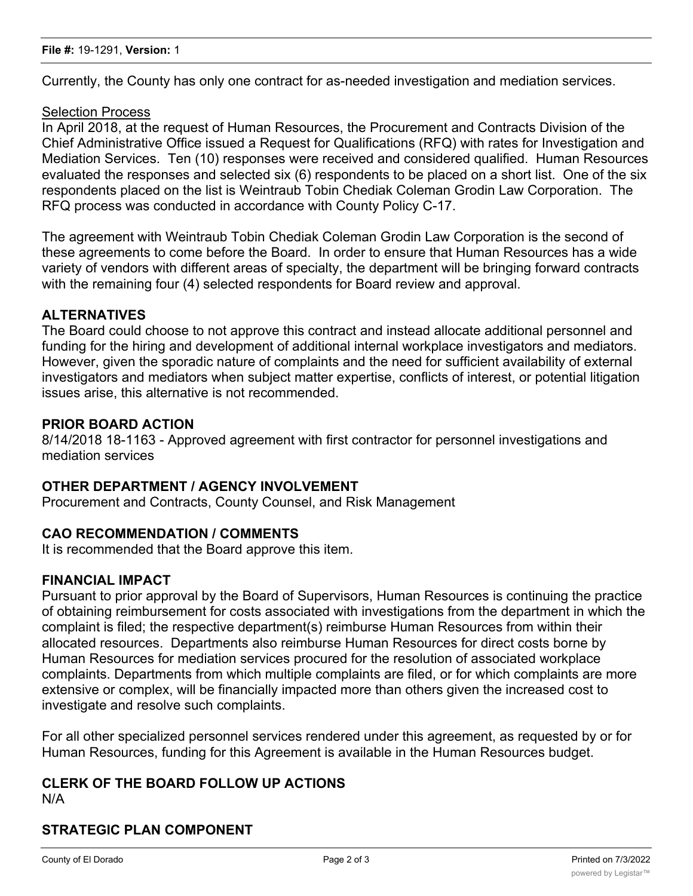Currently, the County has only one contract for as-needed investigation and mediation services.

<u>Selection Process</u>
In April 2018, at the request of Human Resources, the Procurement and Contracts Division of the Chief Administrative Office issued a Request for Qualifications (RFQ) with rates for Investigation and Mediation Services. Ten (10) responses were received and considered qualified. Human Resources evaluated the responses and selected six (6) respondents to be placed on a short list. One of the six respondents placed on the list is Weintraub Tobin Chediak Coleman Grodin Law Corporation. The RFQ process was conducted in accordance with County Policy C-17.

The agreement with Weintraub Tobin Chediak Coleman Grodin Law Corporation is the second of these agreements to come before the Board. In order to ensure that Human Resources has a wide variety of vendors with different areas of specialty, the department will be bringing forward contracts with the remaining four (4) selected respondents for Board review and approval.

## ALTERNATIVES

The Board could choose to not approve this contract and instead allocate additional personnel and funding for the hiring and development of additional internal workplace investigators and mediators. However, given the sporadic nature of complaints and the need for sufficient availability of external investigators and mediators when subject matter expertise, conflicts of interest, or potential litigation issues arise, this alternative is not recommended.

## PRIOR BOARD ACTION

8/14/2018 18-1163 - Approved agreement with first contractor for personnel investigations and mediation services

## OTHER DEPARTMENT / AGENCY INVOLVEMENT

Procurement and Contracts, County Counsel, and Risk Management

## CAO RECOMMENDATION / COMMENTS

It is recommended that the Board approve this item.

## FINANCIAL IMPACT

Pursuant to prior approval by the Board of Supervisors, Human Resources is continuing the practice of obtaining reimbursement for costs associated with investigations from the department in which the complaint is filed; the respective department(s) reimburse Human Resources from within their allocated resources. Departments also reimburse Human Resources for direct costs borne by Human Resources for mediation services procured for the resolution of associated workplace complaints. Departments from which multiple complaints are filed, or for which complaints are more extensive or complex, will be financially impacted more than others given the increased cost to investigate and resolve such complaints.

For all other specialized personnel services rendered under this agreement, as requested by or for Human Resources, funding for this Agreement is available in the Human Resources budget.

## CLERK OF THE BOARD FOLLOW UP ACTIONS

N/A

## STRATEGIC PLAN COMPONENT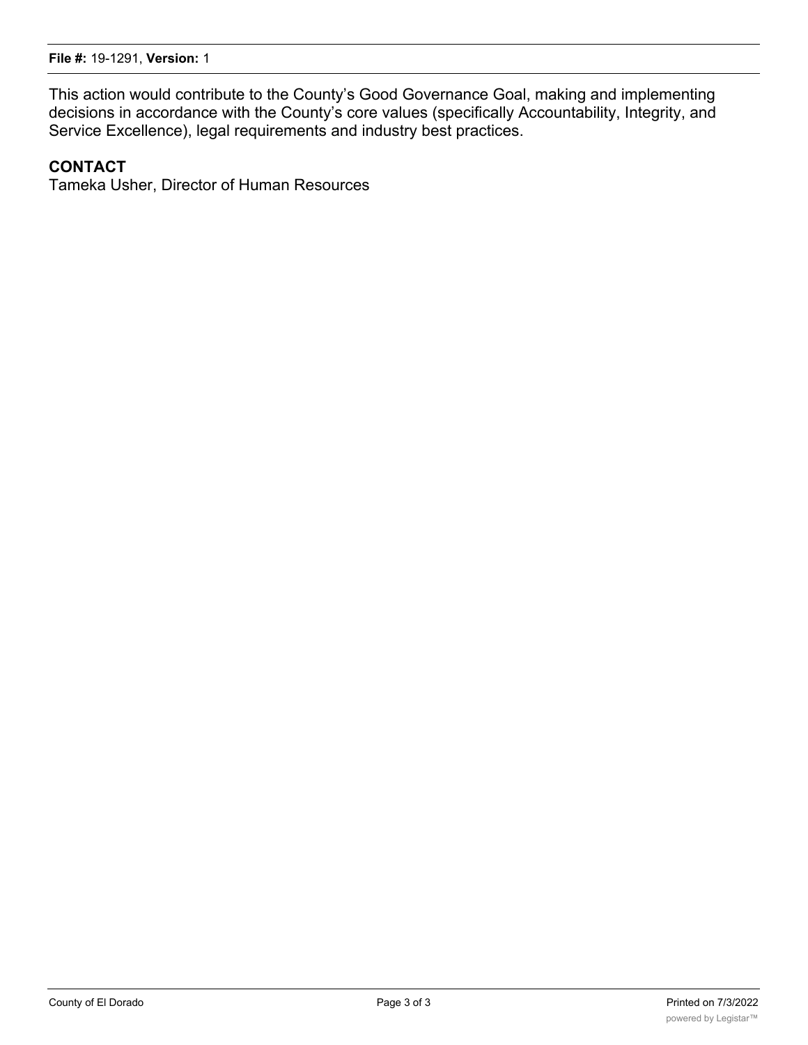This action would contribute to the County's Good Governance Goal, making and implementing decisions in accordance with the County's core values (specifically Accountability, Integrity, and Service Excellence), legal requirements and industry best practices.

**CONTACT**

Tameka Usher, Director of Human Resources